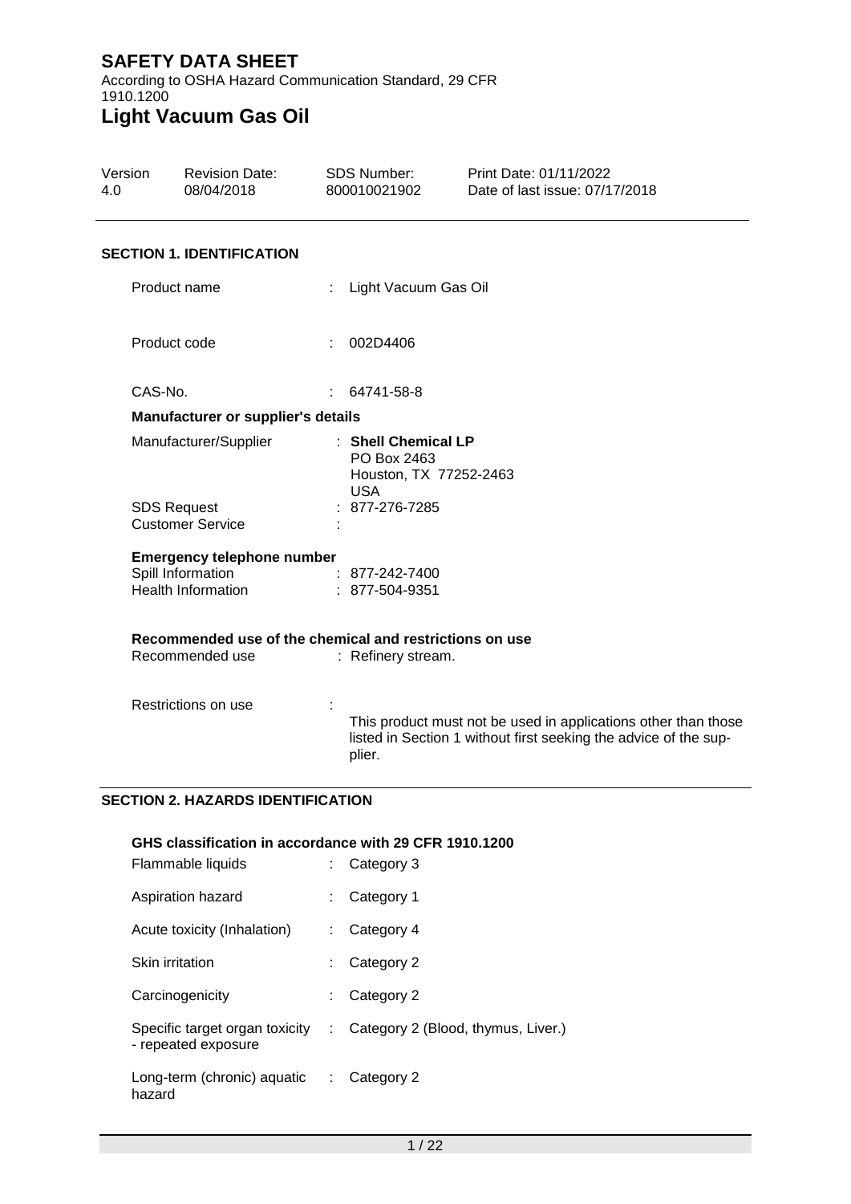# SAFETY DATA SHEET

According to OSHA Hazard Communication Standard, 29 CFR 1910.1200

# Light Vacuum Gas Oil

| Version | Revision Date: | SDS Number: | Print Date: 01/11/2022 |
|---|---|---|---|
| 4.0 | 08/04/2018 | 800010021902 | Date of last issue: 07/17/2018 |

## SECTION 1. IDENTIFICATION

Product name : Light Vacuum Gas Oil

Product code : 002D4406

CAS-No. : 64741-58-8

**Manufacturer or supplier's details**

Manufacturer/Supplier : **Shell Chemical LP**
PO Box 2463
Houston, TX 77252-2463
USA

SDS Request : 877-276-7285
Customer Service :

**Emergency telephone number**

Spill Information : 877-242-7400
Health Information : 877-504-9351

**Recommended use of the chemical and restrictions on use**

Recommended use : Refinery stream.

Restrictions on use : This product must not be used in applications other than those listed in Section 1 without first seeking the advice of the supplier.

## SECTION 2. HAZARDS IDENTIFICATION

**GHS classification in accordance with 29 CFR 1910.1200**

| | |
|---|---|
| Flammable liquids | : Category 3 |
| Aspiration hazard | : Category 1 |
| Acute toxicity (Inhalation) | : Category 4 |
| Skin irritation | : Category 2 |
| Carcinogenicity | : Category 2 |
| Specific target organ toxicity - repeated exposure | : Category 2 (Blood, thymus, Liver.) |
| Long-term (chronic) aquatic hazard | : Category 2 |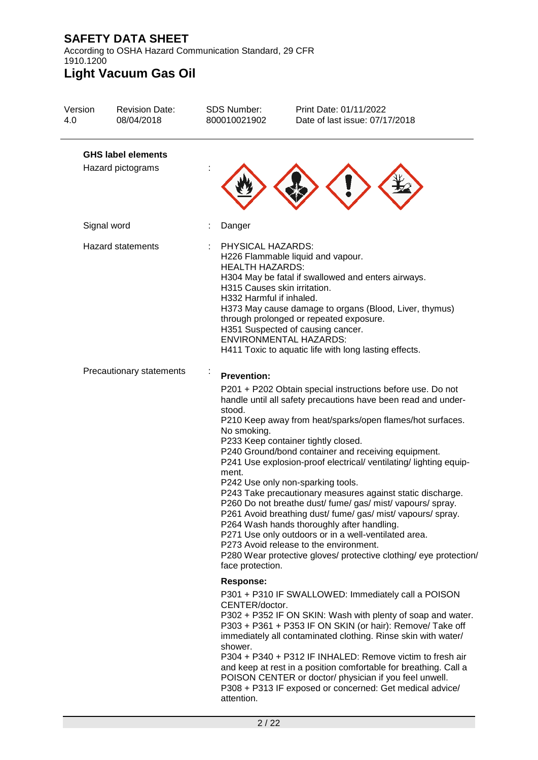## SAFETY DATA SHEET

According to OSHA Hazard Communication Standard, 29 CFR 1910.1200

# Light Vacuum Gas Oil

| Version | Revision Date: | SDS Number: | Print Date: 01/11/2022 |
|---|---|---|---|
| 4.0 | 08/04/2018 | 800010021902 | Date of last issue: 07/17/2018 |

### GHS label elements

Hazard pictograms :

Signal word : Danger

Hazard statements :

PHYSICAL HAZARDS:
H226 Flammable liquid and vapour.
HEALTH HAZARDS:
H304 May be fatal if swallowed and enters airways.
H315 Causes skin irritation.
H332 Harmful if inhaled.
H373 May cause damage to organs (Blood, Liver, thymus) through prolonged or repeated exposure.
H351 Suspected of causing cancer.
ENVIRONMENTAL HAZARDS:
H411 Toxic to aquatic life with long lasting effects.

Precautionary statements :

**Prevention:**

P201 + P202 Obtain special instructions before use. Do not handle until all safety precautions have been read and understood.
P210 Keep away from heat/sparks/open flames/hot surfaces. No smoking.
P233 Keep container tightly closed.
P240 Ground/bond container and receiving equipment.
P241 Use explosion-proof electrical/ ventilating/ lighting equipment.
P242 Use only non-sparking tools.
P243 Take precautionary measures against static discharge.
P260 Do not breathe dust/ fume/ gas/ mist/ vapours/ spray.
P261 Avoid breathing dust/ fume/ gas/ mist/ vapours/ spray.
P264 Wash hands thoroughly after handling.
P271 Use only outdoors or in a well-ventilated area.
P273 Avoid release to the environment.
P280 Wear protective gloves/ protective clothing/ eye protection/ face protection.

**Response:**

P301 + P310 IF SWALLOWED: Immediately call a POISON CENTER/doctor.
P302 + P352 IF ON SKIN: Wash with plenty of soap and water.
P303 + P361 + P353 IF ON SKIN (or hair): Remove/ Take off immediately all contaminated clothing. Rinse skin with water/ shower.
P304 + P340 + P312 IF INHALED: Remove victim to fresh air and keep at rest in a position comfortable for breathing. Call a POISON CENTER or doctor/ physician if you feel unwell.
P308 + P313 IF exposed or concerned: Get medical advice/ attention.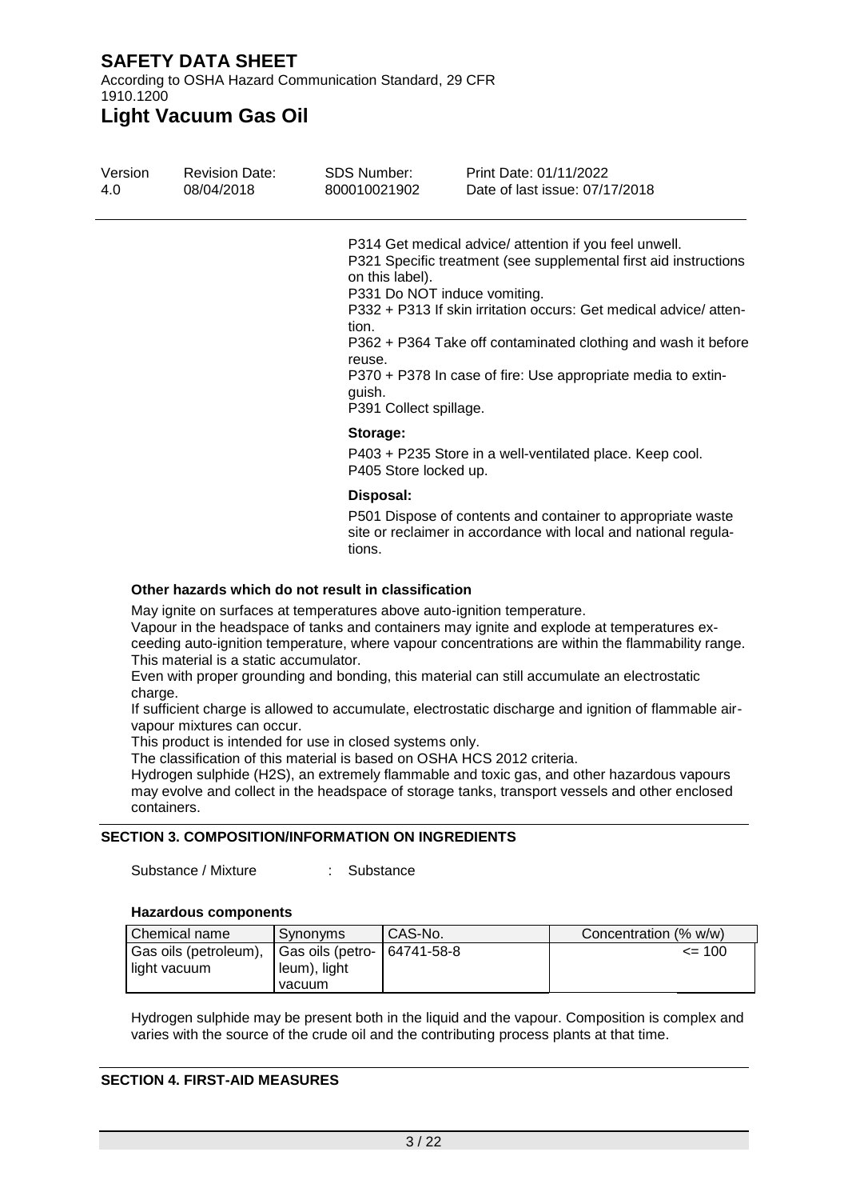P314 Get medical advice/ attention if you feel unwell.
P321 Specific treatment (see supplemental first aid instructions on this label).
P331 Do NOT induce vomiting.
P332 + P313 If skin irritation occurs: Get medical advice/ attention.
P362 + P364 Take off contaminated clothing and wash it before reuse.
P370 + P378 In case of fire: Use appropriate media to extinguish.
P391 Collect spillage.

**Storage:**

P403 + P235 Store in a well-ventilated place. Keep cool.
P405 Store locked up.

**Disposal:**

P501 Dispose of contents and container to appropriate waste site or reclaimer in accordance with local and national regulations.

**Other hazards which do not result in classification**

May ignite on surfaces at temperatures above auto-ignition temperature.
Vapour in the headspace of tanks and containers may ignite and explode at temperatures exceeding auto-ignition temperature, where vapour concentrations are within the flammability range.
This material is a static accumulator.
Even with proper grounding and bonding, this material can still accumulate an electrostatic charge.
If sufficient charge is allowed to accumulate, electrostatic discharge and ignition of flammable air-vapour mixtures can occur.
This product is intended for use in closed systems only.
The classification of this material is based on OSHA HCS 2012 criteria.
Hydrogen sulphide (H2S), an extremely flammable and toxic gas, and other hazardous vapours may evolve and collect in the headspace of storage tanks, transport vessels and other enclosed containers.

## SECTION 3. COMPOSITION/INFORMATION ON INGREDIENTS

Substance / Mixture : Substance

**Hazardous components**

| Chemical name | Synonyms | CAS-No. | Concentration (% w/w) |
|---|---|---|---|
| Gas oils (petroleum), light vacuum | Gas oils (petroleum), light vacuum | 64741-58-8 | <= 100 |

Hydrogen sulphide may be present both in the liquid and the vapour. Composition is complex and varies with the source of the crude oil and the contributing process plants at that time.

## SECTION 4. FIRST-AID MEASURES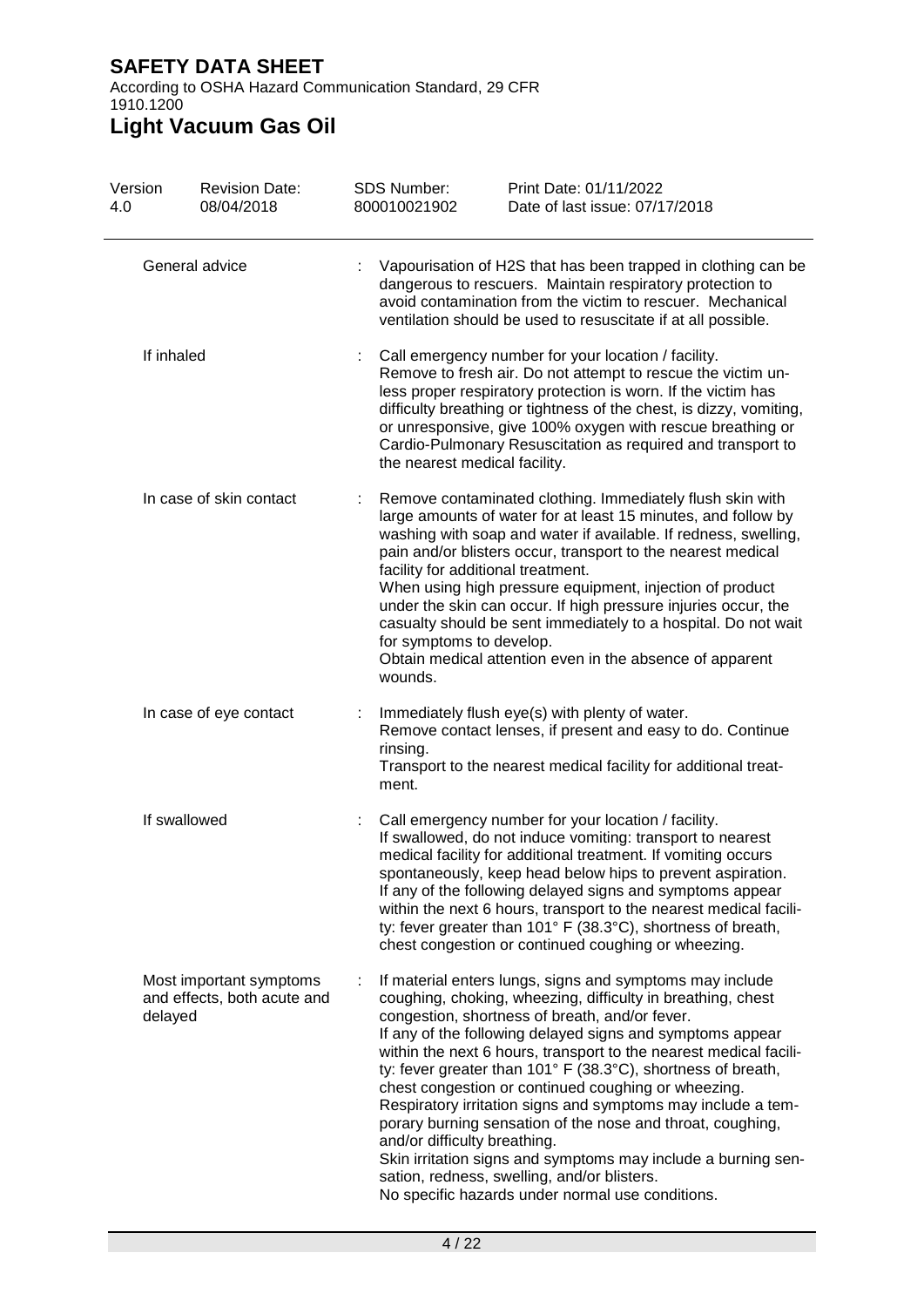# SAFETY DATA SHEET

According to OSHA Hazard Communication Standard, 29 CFR 1910.1200

# Light Vacuum Gas Oil

| Version | Revision Date: | SDS Number: | Print Date: 01/11/2022 |
|---|---|---|---|
| 4.0 | 08/04/2018 | 800010021902 | Date of last issue: 07/17/2018 |

**General advice** : Vapourisation of H2S that has been trapped in clothing can be dangerous to rescuers. Maintain respiratory protection to avoid contamination from the victim to rescuer. Mechanical ventilation should be used to resuscitate if at all possible.

**If inhaled** : Call emergency number for your location / facility. Remove to fresh air. Do not attempt to rescue the victim unless proper respiratory protection is worn. If the victim has difficulty breathing or tightness of the chest, is dizzy, vomiting, or unresponsive, give 100% oxygen with rescue breathing or Cardio-Pulmonary Resuscitation as required and transport to the nearest medical facility.

**In case of skin contact** : Remove contaminated clothing. Immediately flush skin with large amounts of water for at least 15 minutes, and follow by washing with soap and water if available. If redness, swelling, pain and/or blisters occur, transport to the nearest medical facility for additional treatment.
When using high pressure equipment, injection of product under the skin can occur. If high pressure injuries occur, the casualty should be sent immediately to a hospital. Do not wait for symptoms to develop.
Obtain medical attention even in the absence of apparent wounds.

**In case of eye contact** : Immediately flush eye(s) with plenty of water.
Remove contact lenses, if present and easy to do. Continue rinsing.
Transport to the nearest medical facility for additional treatment.

**If swallowed** : Call emergency number for your location / facility.
If swallowed, do not induce vomiting: transport to nearest medical facility for additional treatment. If vomiting occurs spontaneously, keep head below hips to prevent aspiration.
If any of the following delayed signs and symptoms appear within the next 6 hours, transport to the nearest medical facility: fever greater than 101° F (38.3°C), shortness of breath, chest congestion or continued coughing or wheezing.

**Most important symptoms and effects, both acute and delayed** : If material enters lungs, signs and symptoms may include coughing, choking, wheezing, difficulty in breathing, chest congestion, shortness of breath, and/or fever.
If any of the following delayed signs and symptoms appear within the next 6 hours, transport to the nearest medical facility: fever greater than 101° F (38.3°C), shortness of breath, chest congestion or continued coughing or wheezing.
Respiratory irritation signs and symptoms may include a temporary burning sensation of the nose and throat, coughing, and/or difficulty breathing.
Skin irritation signs and symptoms may include a burning sensation, redness, swelling, and/or blisters.
No specific hazards under normal use conditions.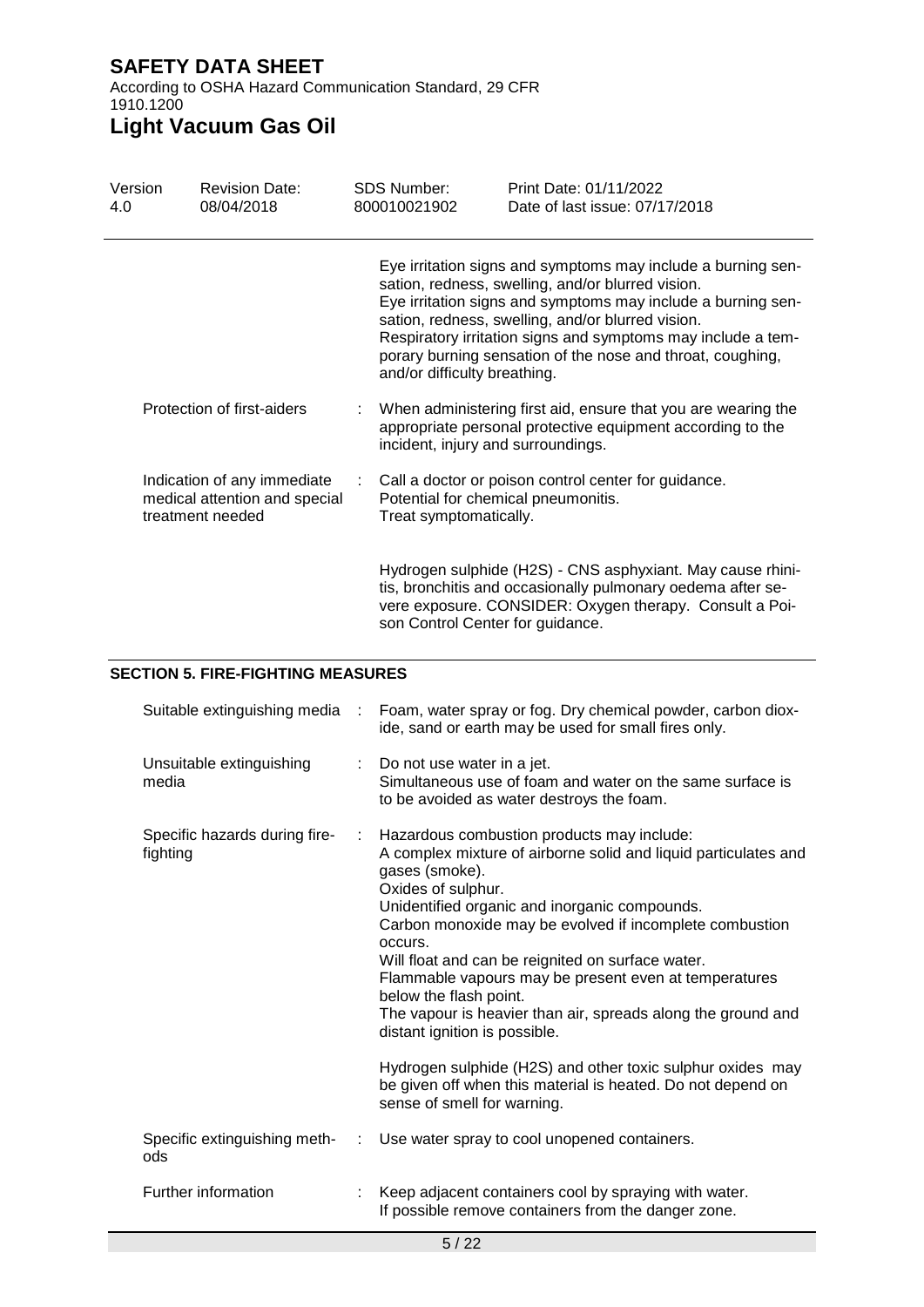| | | |
|---|---|---|
| | | Eye irritation signs and symptoms may include a burning sensation, redness, swelling, and/or blurred vision.<br>Eye irritation signs and symptoms may include a burning sensation, redness, swelling, and/or blurred vision.<br>Respiratory irritation signs and symptoms may include a temporary burning sensation of the nose and throat, coughing, and/or difficulty breathing. |
| Protection of first-aiders | : | When administering first aid, ensure that you are wearing the appropriate personal protective equipment according to the incident, injury and surroundings. |
| Indication of any immediate medical attention and special treatment needed | : | Call a doctor or poison control center for guidance.<br>Potential for chemical pneumonitis.<br>Treat symptomatically.<br><br>Hydrogen sulphide (H2S) - CNS asphyxiant. May cause rhinitis, bronchitis and occasionally pulmonary oedema after severe exposure. CONSIDER: Oxygen therapy. Consult a Poison Control Center for guidance. |

## SECTION 5. FIRE-FIGHTING MEASURES

| | | |
|---|---|---|
| Suitable extinguishing media | : | Foam, water spray or fog. Dry chemical powder, carbon dioxide, sand or earth may be used for small fires only. |
| Unsuitable extinguishing media | : | Do not use water in a jet.<br>Simultaneous use of foam and water on the same surface is to be avoided as water destroys the foam. |
| Specific hazards during firefighting | : | Hazardous combustion products may include:<br>A complex mixture of airborne solid and liquid particulates and gases (smoke).<br>Oxides of sulphur.<br>Unidentified organic and inorganic compounds.<br>Carbon monoxide may be evolved if incomplete combustion occurs.<br>Will float and can be reignited on surface water.<br>Flammable vapours may be present even at temperatures below the flash point.<br>The vapour is heavier than air, spreads along the ground and distant ignition is possible.<br><br>Hydrogen sulphide (H2S) and other toxic sulphur oxides may be given off when this material is heated. Do not depend on sense of smell for warning. |
| Specific extinguishing methods | : | Use water spray to cool unopened containers. |
| Further information | : | Keep adjacent containers cool by spraying with water.<br>If possible remove containers from the danger zone. |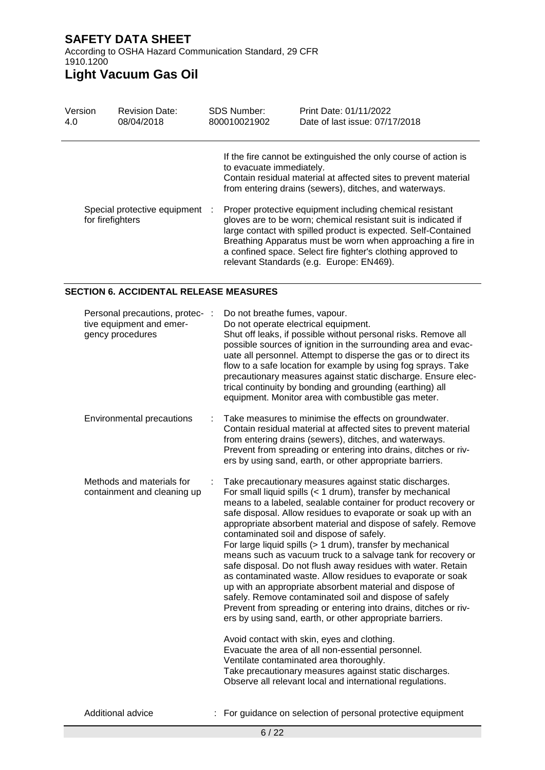| | |
|---|---|
| | If the fire cannot be extinguished the only course of action is to evacuate immediately. Contain residual material at affected sites to prevent material from entering drains (sewers), ditches, and waterways. |
| Special protective equipment for firefighters | : Proper protective equipment including chemical resistant gloves are to be worn; chemical resistant suit is indicated if large contact with spilled product is expected. Self-Contained Breathing Apparatus must be worn when approaching a fire in a confined space. Select fire fighter's clothing approved to relevant Standards (e.g. Europe: EN469). |

## SECTION 6. ACCIDENTAL RELEASE MEASURES

| | |
|---|---|
| Personal precautions, protective equipment and emergency procedures | : Do not breathe fumes, vapour. Do not operate electrical equipment. Shut off leaks, if possible without personal risks. Remove all possible sources of ignition in the surrounding area and evacuate all personnel. Attempt to disperse the gas or to direct its flow to a safe location for example by using fog sprays. Take precautionary measures against static discharge. Ensure electrical continuity by bonding and grounding (earthing) all equipment. Monitor area with combustible gas meter. |
| Environmental precautions | : Take measures to minimise the effects on groundwater. Contain residual material at affected sites to prevent material from entering drains (sewers), ditches, and waterways. Prevent from spreading or entering into drains, ditches or rivers by using sand, earth, or other appropriate barriers. |
| Methods and materials for containment and cleaning up | : Take precautionary measures against static discharges. For small liquid spills (< 1 drum), transfer by mechanical means to a labeled, sealable container for product recovery or safe disposal. Allow residues to evaporate or soak up with an appropriate absorbent material and dispose of safely. Remove contaminated soil and dispose of safely. For large liquid spills (> 1 drum), transfer by mechanical means such as vacuum truck to a salvage tank for recovery or safe disposal. Do not flush away residues with water. Retain as contaminated waste. Allow residues to evaporate or soak up with an appropriate absorbent material and dispose of safely. Remove contaminated soil and dispose of safely Prevent from spreading or entering into drains, ditches or rivers by using sand, earth, or other appropriate barriers.<br><br>Avoid contact with skin, eyes and clothing. Evacuate the area of all non-essential personnel. Ventilate contaminated area thoroughly. Take precautionary measures against static discharges. Observe all relevant local and international regulations. |
| Additional advice | : For guidance on selection of personal protective equipment |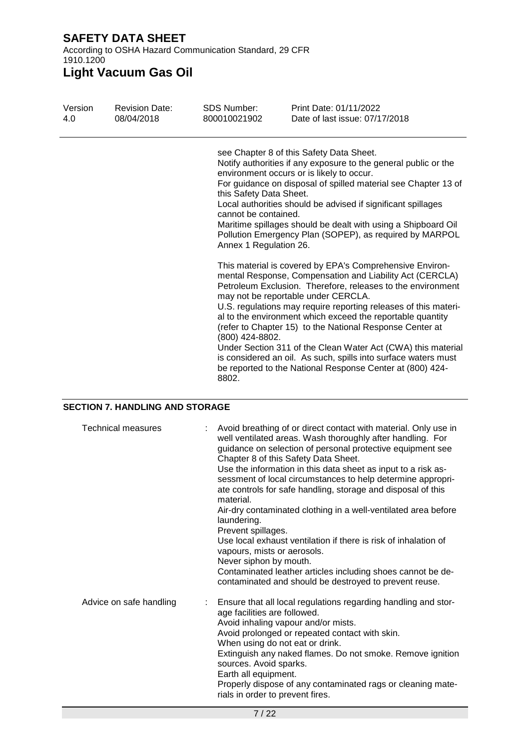see Chapter 8 of this Safety Data Sheet.
Notify authorities if any exposure to the general public or the environment occurs or is likely to occur.
For guidance on disposal of spilled material see Chapter 13 of this Safety Data Sheet.
Local authorities should be advised if significant spillages cannot be contained.
Maritime spillages should be dealt with using a Shipboard Oil Pollution Emergency Plan (SOPEP), as required by MARPOL Annex 1 Regulation 26.

This material is covered by EPA's Comprehensive Environmental Response, Compensation and Liability Act (CERCLA) Petroleum Exclusion. Therefore, releases to the environment may not be reportable under CERCLA.
U.S. regulations may require reporting releases of this material to the environment which exceed the reportable quantity (refer to Chapter 15) to the National Response Center at (800) 424-8802.
Under Section 311 of the Clean Water Act (CWA) this material is considered an oil. As such, spills into surface waters must be reported to the National Response Center at (800) 424-8802.

## SECTION 7. HANDLING AND STORAGE

| | |
|---|---|
| Technical measures | : Avoid breathing of or direct contact with material. Only use in well ventilated areas. Wash thoroughly after handling. For guidance on selection of personal protective equipment see Chapter 8 of this Safety Data Sheet.<br>Use the information in this data sheet as input to a risk assessment of local circumstances to help determine appropriate controls for safe handling, storage and disposal of this material.<br>Air-dry contaminated clothing in a well-ventilated area before laundering.<br>Prevent spillages.<br>Use local exhaust ventilation if there is risk of inhalation of vapours, mists or aerosols.<br>Never siphon by mouth.<br>Contaminated leather articles including shoes cannot be decontaminated and should be destroyed to prevent reuse. |
| Advice on safe handling | : Ensure that all local regulations regarding handling and storage facilities are followed.<br>Avoid inhaling vapour and/or mists.<br>Avoid prolonged or repeated contact with skin.<br>When using do not eat or drink.<br>Extinguish any naked flames. Do not smoke. Remove ignition sources. Avoid sparks.<br>Earth all equipment.<br>Properly dispose of any contaminated rags or cleaning materials in order to prevent fires. |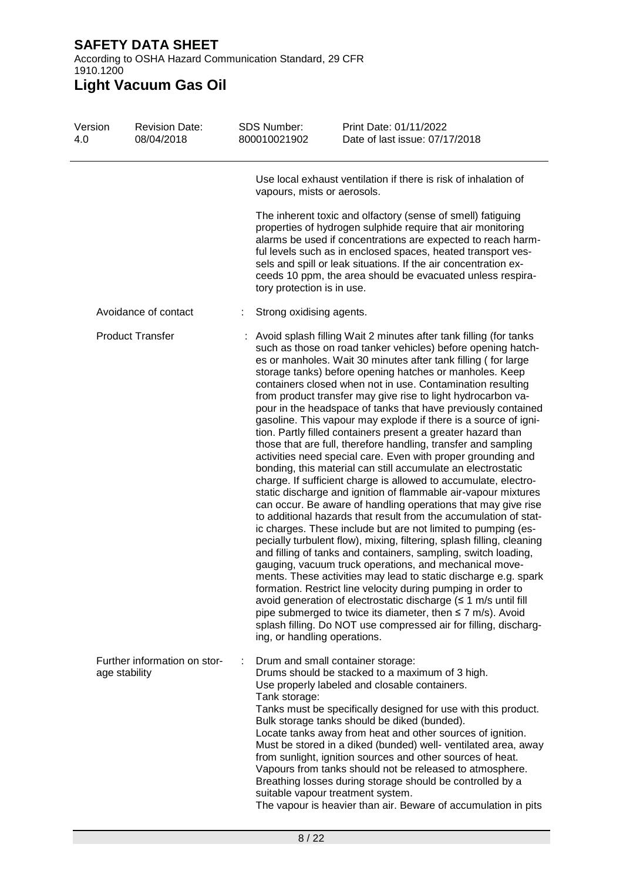| | | |
|---|---|---|
| | | Use local exhaust ventilation if there is risk of inhalation of vapours, mists or aerosols.<br><br>The inherent toxic and olfactory (sense of smell) fatiguing properties of hydrogen sulphide require that air monitoring alarms be used if concentrations are expected to reach harmful levels such as in enclosed spaces, heated transport vessels and spill or leak situations. If the air concentration exceeds 10 ppm, the area should be evacuated unless respiratory protection is in use. |
| Avoidance of contact | : | Strong oxidising agents. |
| Product Transfer | : | Avoid splash filling Wait 2 minutes after tank filling (for tanks such as those on road tanker vehicles) before opening hatches or manholes. Wait 30 minutes after tank filling ( for large storage tanks) before opening hatches or manholes. Keep containers closed when not in use. Contamination resulting from product transfer may give rise to light hydrocarbon vapour in the headspace of tanks that have previously contained gasoline. This vapour may explode if there is a source of ignition. Partly filled containers present a greater hazard than those that are full, therefore handling, transfer and sampling activities need special care. Even with proper grounding and bonding, this material can still accumulate an electrostatic charge. If sufficient charge is allowed to accumulate, electrostatic discharge and ignition of flammable air-vapour mixtures can occur. Be aware of handling operations that may give rise to additional hazards that result from the accumulation of static charges. These include but are not limited to pumping (especially turbulent flow), mixing, filtering, splash filling, cleaning and filling of tanks and containers, sampling, switch loading, gauging, vacuum truck operations, and mechanical movements. These activities may lead to static discharge e.g. spark formation. Restrict line velocity during pumping in order to avoid generation of electrostatic discharge (≤ 1 m/s until fill pipe submerged to twice its diameter, then ≤ 7 m/s). Avoid splash filling. Do NOT use compressed air for filling, discharging, or handling operations. |
| Further information on storage stability | : | Drum and small container storage:<br>Drums should be stacked to a maximum of 3 high.<br>Use properly labeled and closable containers.<br>Tank storage:<br>Tanks must be specifically designed for use with this product.<br>Bulk storage tanks should be diked (bunded).<br>Locate tanks away from heat and other sources of ignition.<br>Must be stored in a diked (bunded) well- ventilated area, away from sunlight, ignition sources and other sources of heat.<br>Vapours from tanks should not be released to atmosphere.<br>Breathing losses during storage should be controlled by a suitable vapour treatment system.<br>The vapour is heavier than air. Beware of accumulation in pits |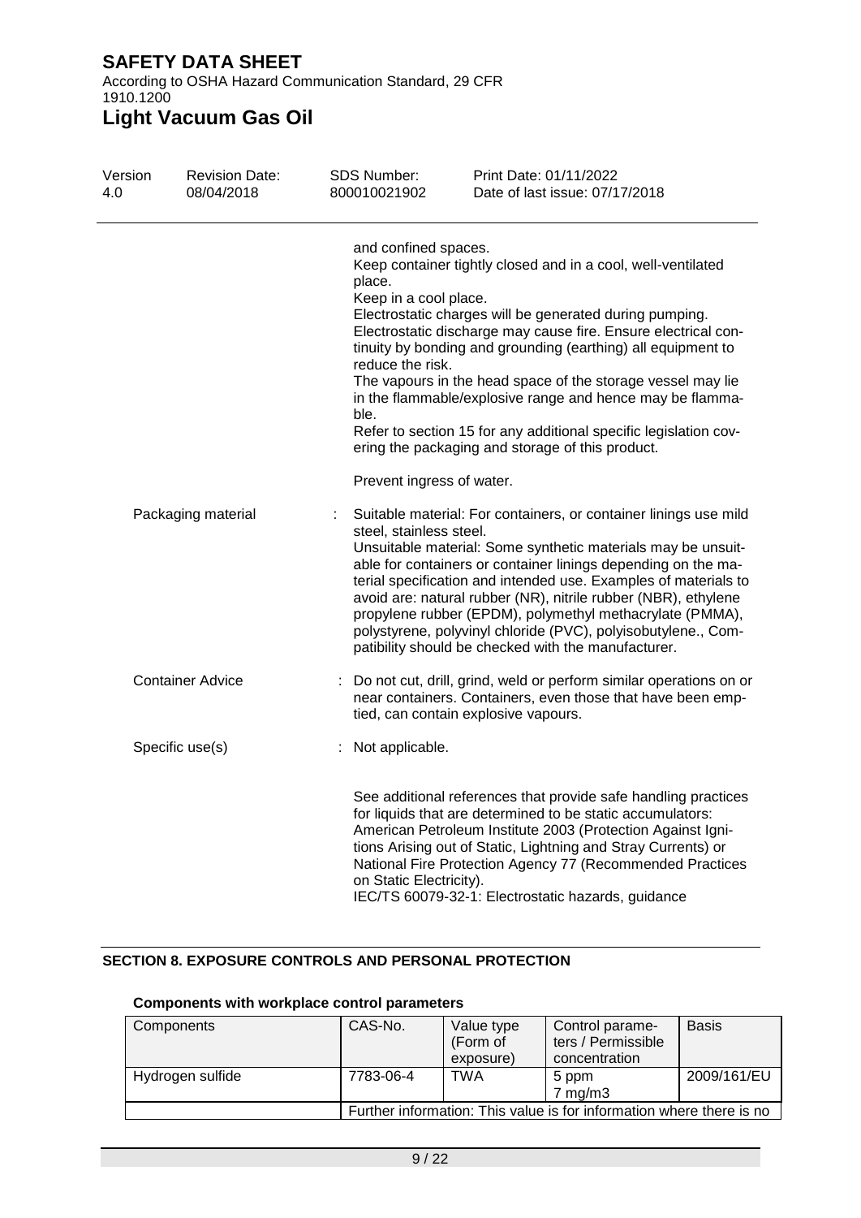and confined spaces.
Keep container tightly closed and in a cool, well-ventilated place.
Keep in a cool place.
Electrostatic charges will be generated during pumping.
Electrostatic discharge may cause fire. Ensure electrical continuity by bonding and grounding (earthing) all equipment to reduce the risk.
The vapours in the head space of the storage vessel may lie in the flammable/explosive range and hence may be flammable.
Refer to section 15 for any additional specific legislation covering the packaging and storage of this product.

Prevent ingress of water.

Packaging material : Suitable material: For containers, or container linings use mild steel, stainless steel.
Unsuitable material: Some synthetic materials may be unsuitable for containers or container linings depending on the material specification and intended use. Examples of materials to avoid are: natural rubber (NR), nitrile rubber (NBR), ethylene propylene rubber (EPDM), polymethyl methacrylate (PMMA), polystyrene, polyvinyl chloride (PVC), polyisobutylene., Compatibility should be checked with the manufacturer.

Container Advice : Do not cut, drill, grind, weld or perform similar operations on or near containers. Containers, even those that have been emptied, can contain explosive vapours.

Specific use(s) : Not applicable.

See additional references that provide safe handling practices for liquids that are determined to be static accumulators:
American Petroleum Institute 2003 (Protection Against Ignitions Arising out of Static, Lightning and Stray Currents) or National Fire Protection Agency 77 (Recommended Practices on Static Electricity).
IEC/TS 60079-32-1: Electrostatic hazards, guidance

## SECTION 8. EXPOSURE CONTROLS AND PERSONAL PROTECTION

### Components with workplace control parameters

| Components | CAS-No. | Value type (Form of exposure) | Control parameters / Permissible concentration | Basis |
|---|---|---|---|---|
| Hydrogen sulfide | 7783-06-4 | TWA | 5 ppm<br>7 mg/m3 | 2009/161/EU |
| | Further information: This value is for information where there is no | | | |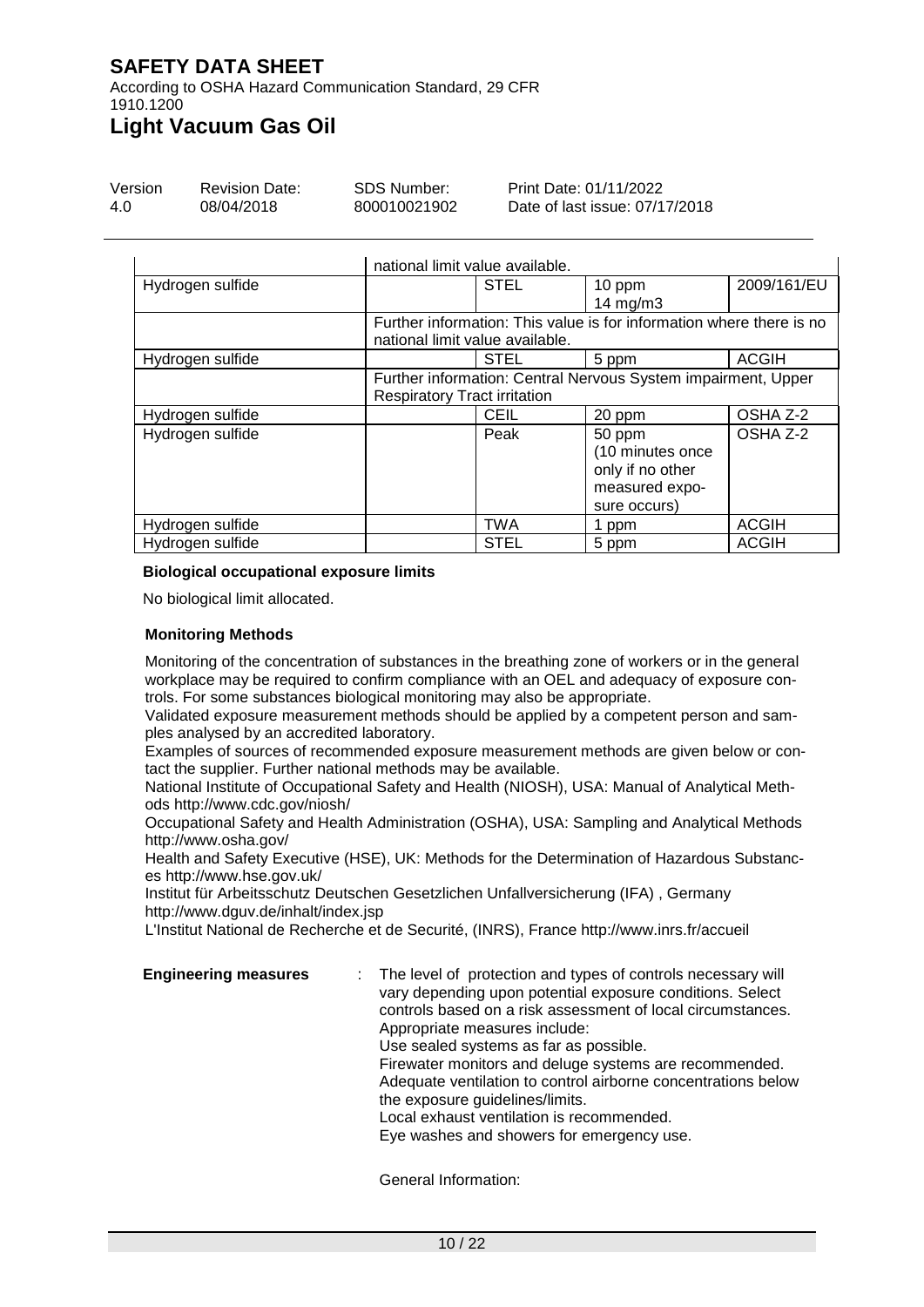| | | | | |
|---|---|---|---|---|
| | national limit value available. | | | |
| Hydrogen sulfide | | STEL | 10 ppm<br>14 mg/m3 | 2009/161/EU |
| | Further information: This value is for information where there is no national limit value available. | | | |
| Hydrogen sulfide | | STEL | 5 ppm | ACGIH |
| | Further information: Central Nervous System impairment, Upper Respiratory Tract irritation | | | |
| Hydrogen sulfide | | CEIL | 20 ppm | OSHA Z-2 |
| Hydrogen sulfide | | Peak | 50 ppm<br>(10 minutes once only if no other measured expo-sure occurs) | OSHA Z-2 |
| Hydrogen sulfide | | TWA | 1 ppm | ACGIH |
| Hydrogen sulfide | | STEL | 5 ppm | ACGIH |

**Biological occupational exposure limits**

No biological limit allocated.

**Monitoring Methods**

Monitoring of the concentration of substances in the breathing zone of workers or in the general workplace may be required to confirm compliance with an OEL and adequacy of exposure controls. For some substances biological monitoring may also be appropriate.

Validated exposure measurement methods should be applied by a competent person and samples analysed by an accredited laboratory.

Examples of sources of recommended exposure measurement methods are given below or contact the supplier. Further national methods may be available.

National Institute of Occupational Safety and Health (NIOSH), USA: Manual of Analytical Methods http://www.cdc.gov/niosh/

Occupational Safety and Health Administration (OSHA), USA: Sampling and Analytical Methods http://www.osha.gov/

Health and Safety Executive (HSE), UK: Methods for the Determination of Hazardous Substances http://www.hse.gov.uk/

Institut für Arbeitsschutz Deutschen Gesetzlichen Unfallversicherung (IFA) , Germany http://www.dguv.de/inhalt/index.jsp

L'Institut National de Recherche et de Securité, (INRS), France http://www.inrs.fr/accueil

**Engineering measures** : The level of protection and types of controls necessary will vary depending upon potential exposure conditions. Select controls based on a risk assessment of local circumstances.
Appropriate measures include:
Use sealed systems as far as possible.
Firewater monitors and deluge systems are recommended.
Adequate ventilation to control airborne concentrations below the exposure guidelines/limits.
Local exhaust ventilation is recommended.
Eye washes and showers for emergency use.

General Information: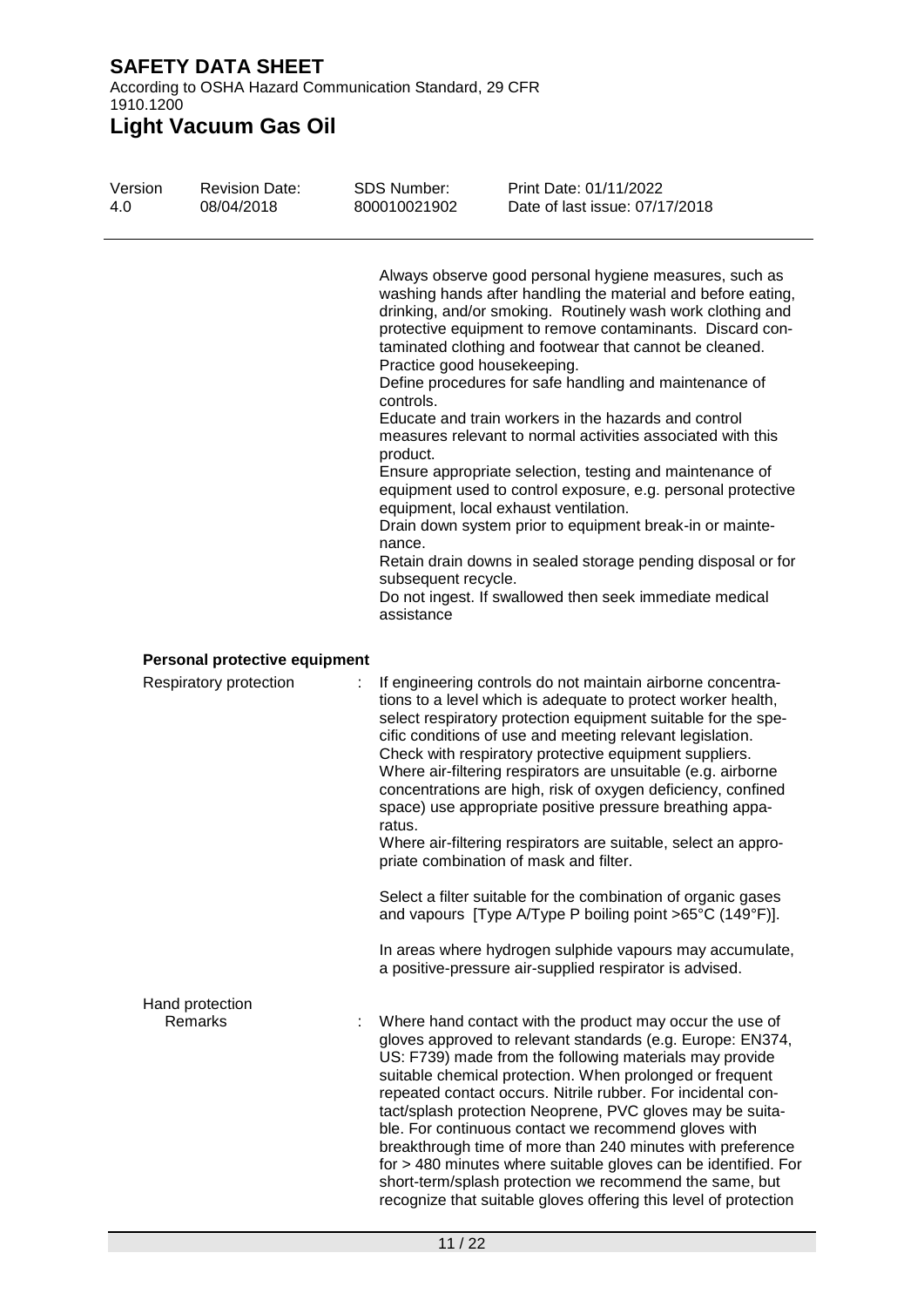Always observe good personal hygiene measures, such as washing hands after handling the material and before eating, drinking, and/or smoking. Routinely wash work clothing and protective equipment to remove contaminants. Discard contaminated clothing and footwear that cannot be cleaned.
Practice good housekeeping.
Define procedures for safe handling and maintenance of controls.
Educate and train workers in the hazards and control measures relevant to normal activities associated with this product.
Ensure appropriate selection, testing and maintenance of equipment used to control exposure, e.g. personal protective equipment, local exhaust ventilation.
Drain down system prior to equipment break-in or maintenance.
Retain drain downs in sealed storage pending disposal or for subsequent recycle.
Do not ingest. If swallowed then seek immediate medical assistance

**Personal protective equipment**

Respiratory protection : If engineering controls do not maintain airborne concentrations to a level which is adequate to protect worker health, select respiratory protection equipment suitable for the specific conditions of use and meeting relevant legislation. Check with respiratory protective equipment suppliers.
Where air-filtering respirators are unsuitable (e.g. airborne concentrations are high, risk of oxygen deficiency, confined space) use appropriate positive pressure breathing apparatus.
Where air-filtering respirators are suitable, select an appropriate combination of mask and filter.

Select a filter suitable for the combination of organic gases and vapours [Type A/Type P boiling point >65°C (149°F)].

In areas where hydrogen sulphide vapours may accumulate, a positive-pressure air-supplied respirator is advised.

Hand protection

Remarks : Where hand contact with the product may occur the use of gloves approved to relevant standards (e.g. Europe: EN374, US: F739) made from the following materials may provide suitable chemical protection. When prolonged or frequent repeated contact occurs. Nitrile rubber. For incidental contact/splash protection Neoprene, PVC gloves may be suitable. For continuous contact we recommend gloves with breakthrough time of more than 240 minutes with preference for > 480 minutes where suitable gloves can be identified. For short-term/splash protection we recommend the same, but recognize that suitable gloves offering this level of protection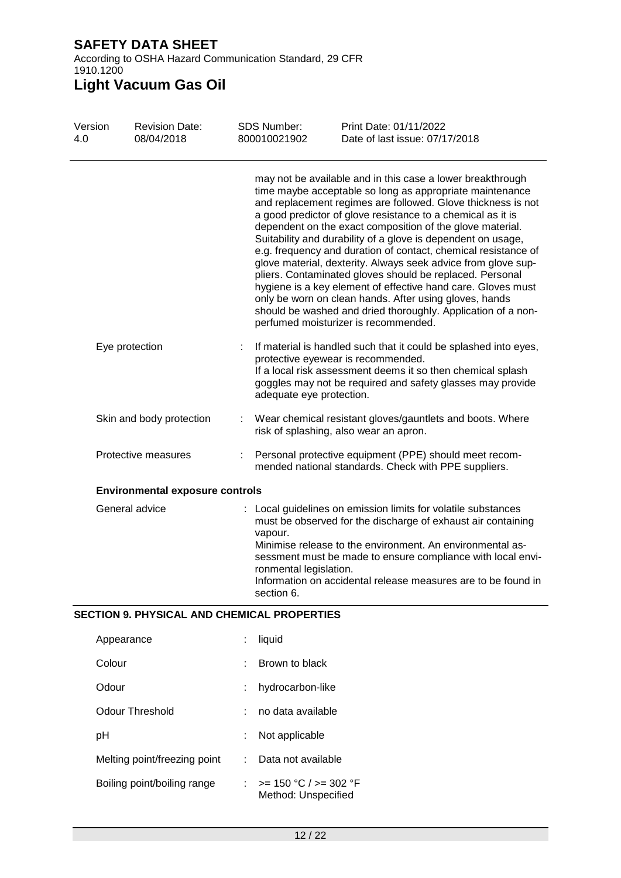may not be available and in this case a lower breakthrough time maybe acceptable so long as appropriate maintenance and replacement regimes are followed. Glove thickness is not a good predictor of glove resistance to a chemical as it is dependent on the exact composition of the glove material. Suitability and durability of a glove is dependent on usage, e.g. frequency and duration of contact, chemical resistance of glove material, dexterity. Always seek advice from glove suppliers. Contaminated gloves should be replaced. Personal hygiene is a key element of effective hand care. Gloves must only be worn on clean hands. After using gloves, hands should be washed and dried thoroughly. Application of a non-perfumed moisturizer is recommended.

| | | |
|---|---|---|
| Eye protection | : | If material is handled such that it could be splashed into eyes, protective eyewear is recommended. If a local risk assessment deems it so then chemical splash goggles may not be required and safety glasses may provide adequate eye protection. |
| Skin and body protection | : | Wear chemical resistant gloves/gauntlets and boots. Where risk of splashing, also wear an apron. |
| Protective measures | : | Personal protective equipment (PPE) should meet recommended national standards. Check with PPE suppliers. |

**Environmental exposure controls**

| | | |
|---|---|---|
| General advice | : | Local guidelines on emission limits for volatile substances must be observed for the discharge of exhaust air containing vapour. Minimise release to the environment. An environmental assessment must be made to ensure compliance with local environmental legislation. Information on accidental release measures are to be found in section 6. |

## SECTION 9. PHYSICAL AND CHEMICAL PROPERTIES

| | | |
|---|---|---|
| Appearance | : | liquid |
| Colour | : | Brown to black |
| Odour | : | hydrocarbon-like |
| Odour Threshold | : | no data available |
| pH | : | Not applicable |
| Melting point/freezing point | : | Data not available |
| Boiling point/boiling range | : | >= 150 °C / >= 302 °F<br>Method: Unspecified |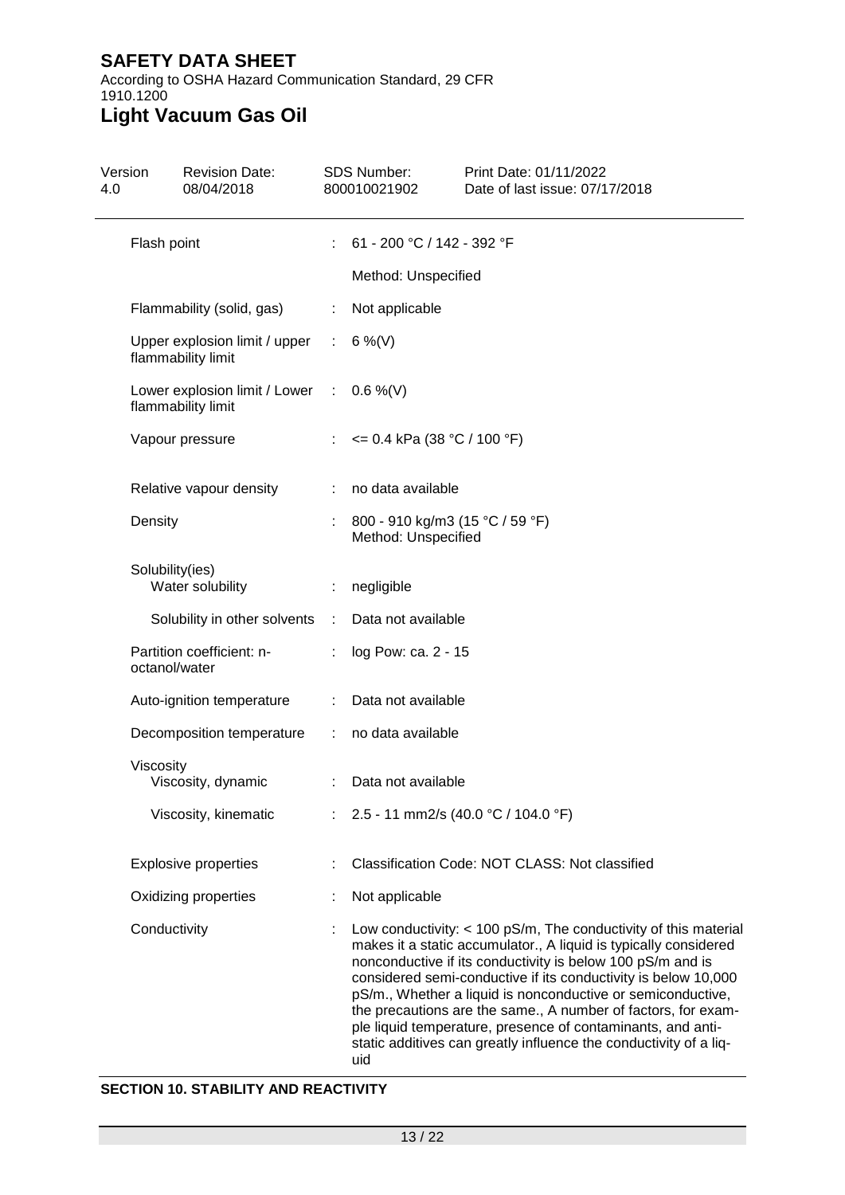# SAFETY DATA SHEET

According to OSHA Hazard Communication Standard, 29 CFR 1910.1200

# Light Vacuum Gas Oil

| Version | Revision Date: | SDS Number: | Print Date: 01/11/2022 |
|---|---|---|---|
| 4.0 | 08/04/2018 | 800010021902 | Date of last issue: 07/17/2018 |

| | |
|---|---|
| Flash point | : 61 - 200 °C / 142 - 392 °F<br>Method: Unspecified |
| Flammability (solid, gas) | : Not applicable |
| Upper explosion limit / upper flammability limit | : 6 %(V) |
| Lower explosion limit / Lower flammability limit | : 0.6 %(V) |
| Vapour pressure | : <= 0.4 kPa (38 °C / 100 °F) |
| Relative vapour density | : no data available |
| Density | : 800 - 910 kg/m3 (15 °C / 59 °F)<br>Method: Unspecified |
| Solubility(ies) | |
| Water solubility | : negligible |
| Solubility in other solvents | : Data not available |
| Partition coefficient: n-octanol/water | : log Pow: ca. 2 - 15 |
| Auto-ignition temperature | : Data not available |
| Decomposition temperature | : no data available |
| Viscosity | |
| Viscosity, dynamic | : Data not available |
| Viscosity, kinematic | : 2.5 - 11 mm2/s (40.0 °C / 104.0 °F) |
| Explosive properties | : Classification Code: NOT CLASS: Not classified |
| Oxidizing properties | : Not applicable |
| Conductivity | : Low conductivity: < 100 pS/m, The conductivity of this material makes it a static accumulator., A liquid is typically considered nonconductive if its conductivity is below 100 pS/m and is considered semi-conductive if its conductivity is below 10,000 pS/m., Whether a liquid is nonconductive or semiconductive, the precautions are the same., A number of factors, for example liquid temperature, presence of contaminants, and anti-static additives can greatly influence the conductivity of a liquid |

**SECTION 10. STABILITY AND REACTIVITY**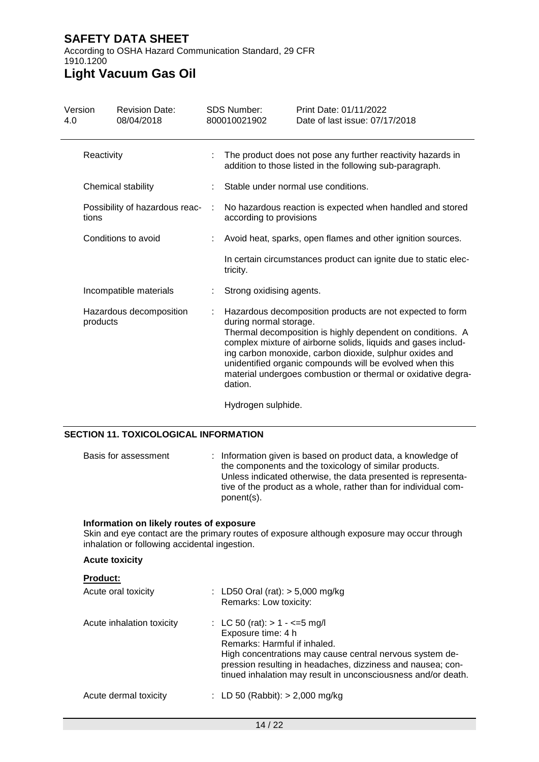| | |
|---|---|
| Reactivity | : The product does not pose any further reactivity hazards in addition to those listed in the following sub-paragraph. |
| Chemical stability | : Stable under normal use conditions. |
| Possibility of hazardous reactions | : No hazardous reaction is expected when handled and stored according to provisions |
| Conditions to avoid | : Avoid heat, sparks, open flames and other ignition sources. <br><br> In certain circumstances product can ignite due to static electricity. |
| Incompatible materials | : Strong oxidising agents. |
| Hazardous decomposition products | : Hazardous decomposition products are not expected to form during normal storage. Thermal decomposition is highly dependent on conditions. A complex mixture of airborne solids, liquids and gases including carbon monoxide, carbon dioxide, sulphur oxides and unidentified organic compounds will be evolved when this material undergoes combustion or thermal or oxidative degradation. <br><br> Hydrogen sulphide. |

## SECTION 11. TOXICOLOGICAL INFORMATION

| | |
|---|---|
| Basis for assessment | : Information given is based on product data, a knowledge of the components and the toxicology of similar products. Unless indicated otherwise, the data presented is representative of the product as a whole, rather than for individual component(s). |

**Information on likely routes of exposure**

Skin and eye contact are the primary routes of exposure although exposure may occur through inhalation or following accidental ingestion.

**Acute toxicity**

**Product:**

| | |
|---|---|
| Acute oral toxicity | : LD50 Oral (rat): > 5,000 mg/kg <br> Remarks: Low toxicity: |
| Acute inhalation toxicity | : LC 50 (rat): > 1 - <=5 mg/l <br> Exposure time: 4 h <br> Remarks: Harmful if inhaled. <br> High concentrations may cause central nervous system depression resulting in headaches, dizziness and nausea; continued inhalation may result in unconsciousness and/or death. |
| Acute dermal toxicity | : LD 50 (Rabbit): > 2,000 mg/kg |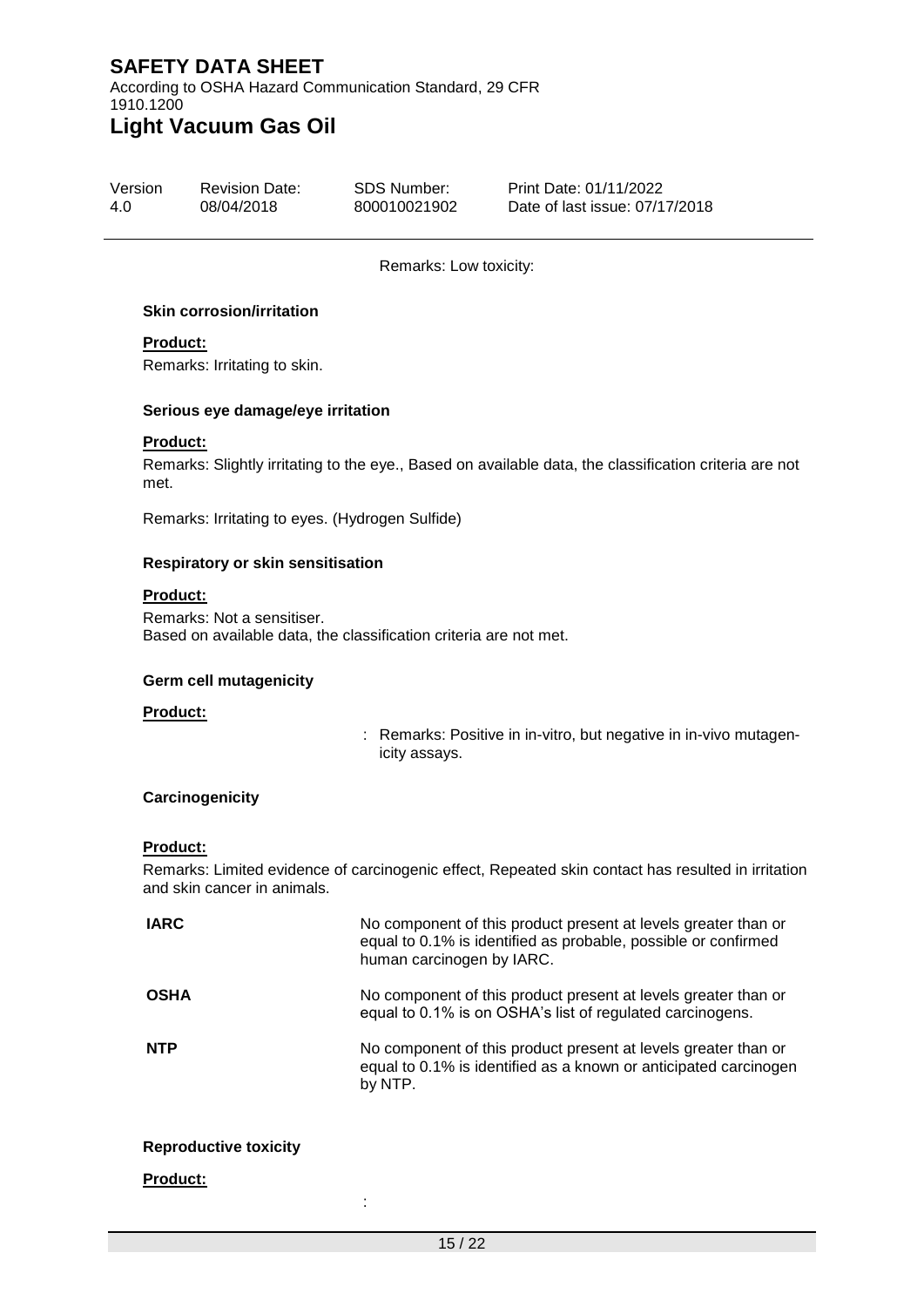Remarks: Low toxicity:

**Skin corrosion/irritation**

**Product:**

Remarks: Irritating to skin.

**Serious eye damage/eye irritation**

**Product:**

Remarks: Slightly irritating to the eye., Based on available data, the classification criteria are not met.

Remarks: Irritating to eyes. (Hydrogen Sulfide)

**Respiratory or skin sensitisation**

**Product:**

Remarks: Not a sensitiser.
Based on available data, the classification criteria are not met.

**Germ cell mutagenicity**

**Product:**

: Remarks: Positive in in-vitro, but negative in in-vivo mutagenicity assays.

**Carcinogenicity**

**Product:**

Remarks: Limited evidence of carcinogenic effect, Repeated skin contact has resulted in irritation and skin cancer in animals.

| | |
|---|---|
| **IARC** | No component of this product present at levels greater than or equal to 0.1% is identified as probable, possible or confirmed human carcinogen by IARC. |
| **OSHA** | No component of this product present at levels greater than or equal to 0.1% is on OSHA's list of regulated carcinogens. |
| **NTP** | No component of this product present at levels greater than or equal to 0.1% is identified as a known or anticipated carcinogen by NTP. |

**Reproductive toxicity**

**Product:**

: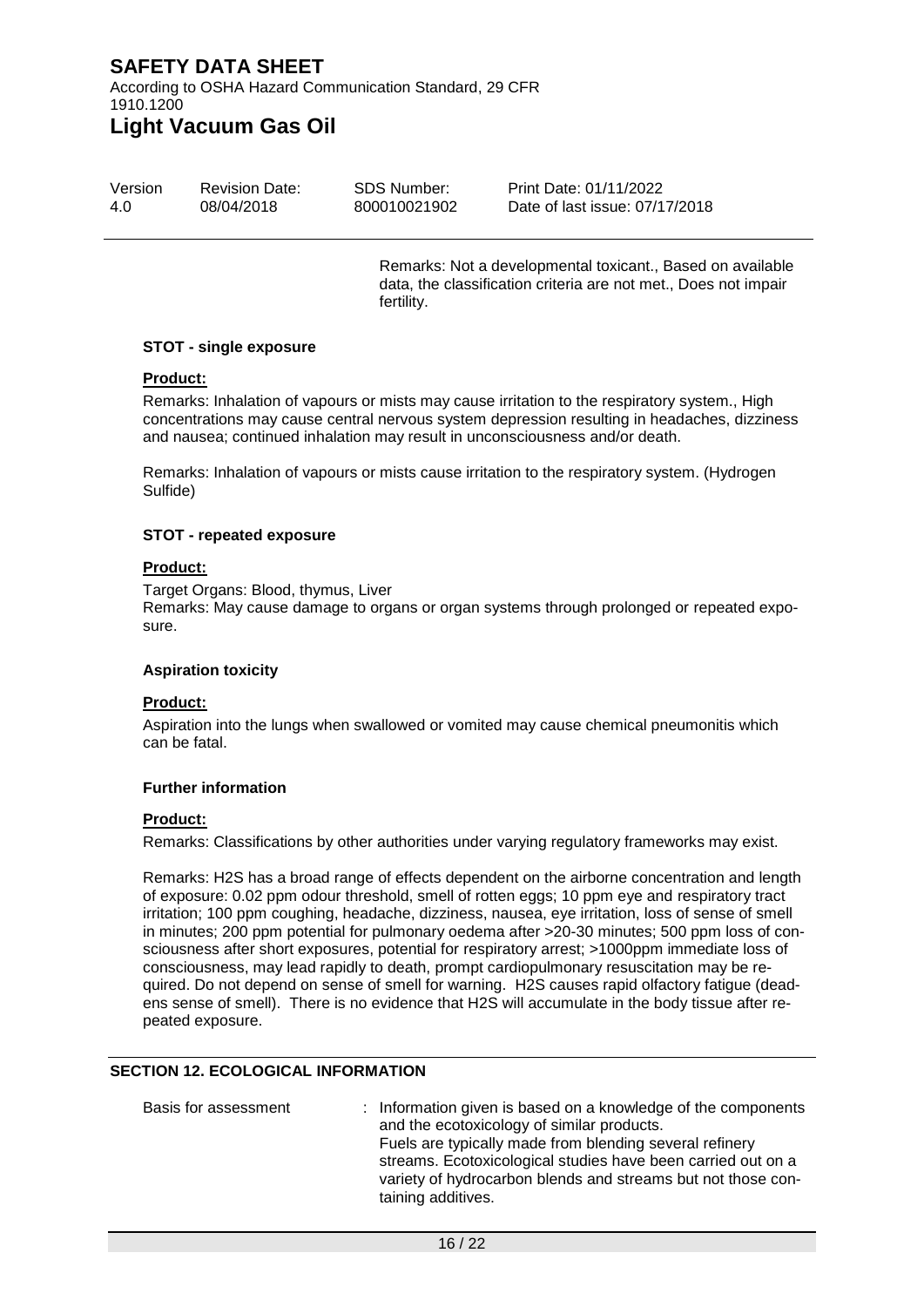Remarks: Not a developmental toxicant., Based on available data, the classification criteria are not met., Does not impair fertility.

#### STOT - single exposure

**Product:**

Remarks: Inhalation of vapours or mists may cause irritation to the respiratory system., High concentrations may cause central nervous system depression resulting in headaches, dizziness and nausea; continued inhalation may result in unconsciousness and/or death.

Remarks: Inhalation of vapours or mists cause irritation to the respiratory system. (Hydrogen Sulfide)

#### STOT - repeated exposure

**Product:**

Target Organs: Blood, thymus, Liver
Remarks: May cause damage to organs or organ systems through prolonged or repeated exposure.

#### Aspiration toxicity

**Product:**

Aspiration into the lungs when swallowed or vomited may cause chemical pneumonitis which can be fatal.

#### Further information

**Product:**

Remarks: Classifications by other authorities under varying regulatory frameworks may exist.

Remarks: H2S has a broad range of effects dependent on the airborne concentration and length of exposure: 0.02 ppm odour threshold, smell of rotten eggs; 10 ppm eye and respiratory tract irritation; 100 ppm coughing, headache, dizziness, nausea, eye irritation, loss of sense of smell in minutes; 200 ppm potential for pulmonary oedema after >20-30 minutes; 500 ppm loss of consciousness after short exposures, potential for respiratory arrest; >1000ppm immediate loss of consciousness, may lead rapidly to death, prompt cardiopulmonary resuscitation may be required. Do not depend on sense of smell for warning. H2S causes rapid olfactory fatigue (deadens sense of smell). There is no evidence that H2S will accumulate in the body tissue after repeated exposure.

## SECTION 12. ECOLOGICAL INFORMATION

Basis for assessment : Information given is based on a knowledge of the components and the ecotoxicology of similar products.
Fuels are typically made from blending several refinery streams. Ecotoxicological studies have been carried out on a variety of hydrocarbon blends and streams but not those containing additives.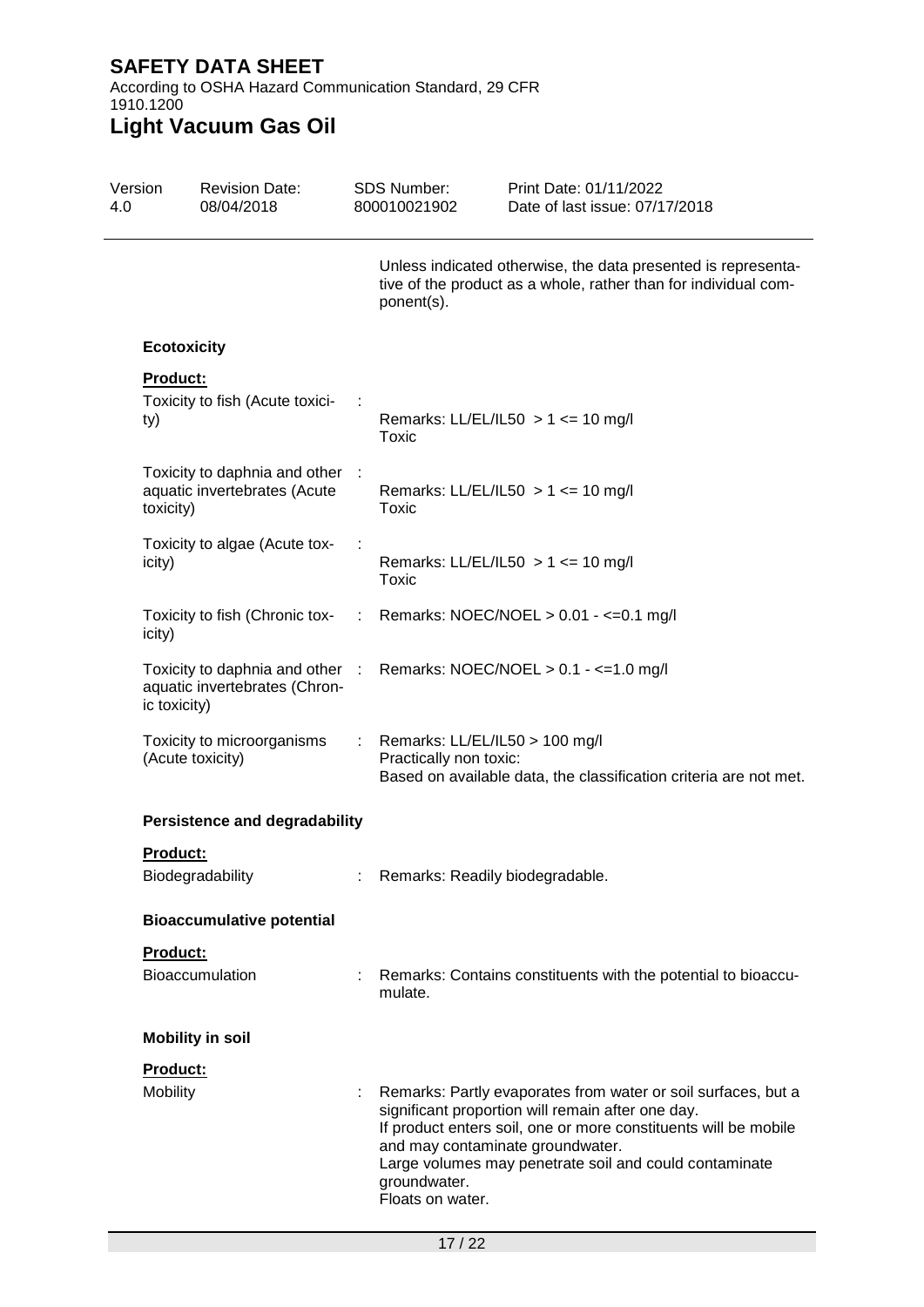Unless indicated otherwise, the data presented is representative of the product as a whole, rather than for individual component(s).

### Ecotoxicity

**Product:**

| | | |
|---|---|---|
| Toxicity to fish (Acute toxicity) | : | Remarks: LL/EL/IL50 > 1 <= 10 mg/l<br>Toxic |
| Toxicity to daphnia and other aquatic invertebrates (Acute toxicity) | : | Remarks: LL/EL/IL50 > 1 <= 10 mg/l<br>Toxic |
| Toxicity to algae (Acute toxicity) | : | Remarks: LL/EL/IL50 > 1 <= 10 mg/l<br>Toxic |
| Toxicity to fish (Chronic toxicity) | : | Remarks: NOEC/NOEL > 0.01 - <=0.1 mg/l |
| Toxicity to daphnia and other aquatic invertebrates (Chronic toxicity) | : | Remarks: NOEC/NOEL > 0.1 - <=1.0 mg/l |
| Toxicity to microorganisms (Acute toxicity) | : | Remarks: LL/EL/IL50 > 100 mg/l<br>Practically non toxic:<br>Based on available data, the classification criteria are not met. |

### Persistence and degradability

**Product:**

| | | |
|---|---|---|
| Biodegradability | : | Remarks: Readily biodegradable. |

### Bioaccumulative potential

**Product:**

| | | |
|---|---|---|
| Bioaccumulation | : | Remarks: Contains constituents with the potential to bioaccumulate. |

### Mobility in soil

**Product:**

| | | |
|---|---|---|
| Mobility | : | Remarks: Partly evaporates from water or soil surfaces, but a significant proportion will remain after one day.<br>If product enters soil, one or more constituents will be mobile and may contaminate groundwater.<br>Large volumes may penetrate soil and could contaminate groundwater.<br>Floats on water. |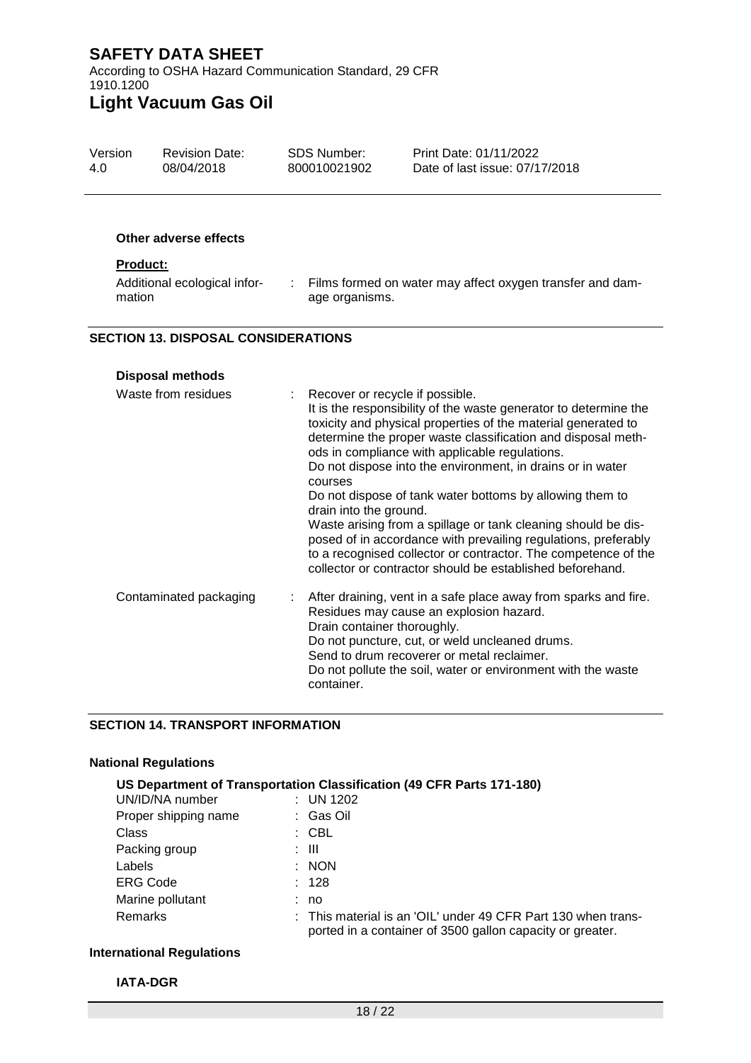**Other adverse effects**

**Product:**

| | |
|---|---|
| Additional ecological information | : Films formed on water may affect oxygen transfer and damage organisms. |

## SECTION 13. DISPOSAL CONSIDERATIONS

**Disposal methods**

| | |
|---|---|
| Waste from residues | : Recover or recycle if possible. It is the responsibility of the waste generator to determine the toxicity and physical properties of the material generated to determine the proper waste classification and disposal methods in compliance with applicable regulations. Do not dispose into the environment, in drains or in water courses Do not dispose of tank water bottoms by allowing them to drain into the ground. Waste arising from a spillage or tank cleaning should be disposed of in accordance with prevailing regulations, preferably to a recognised collector or contractor. The competence of the collector or contractor should be established beforehand. |
| Contaminated packaging | : After draining, vent in a safe place away from sparks and fire. Residues may cause an explosion hazard. Drain container thoroughly. Do not puncture, cut, or weld uncleaned drums. Send to drum recoverer or metal reclaimer. Do not pollute the soil, water or environment with the waste container. |

## SECTION 14. TRANSPORT INFORMATION

**National Regulations**

**US Department of Transportation Classification (49 CFR Parts 171-180)**

| | |
|---|---|
| UN/ID/NA number | : UN 1202 |
| Proper shipping name | : Gas Oil |
| Class | : CBL |
| Packing group | : III |
| Labels | : NON |
| ERG Code | : 128 |
| Marine pollutant | : no |
| Remarks | : This material is an 'OIL' under 49 CFR Part 130 when transported in a container of 3500 gallon capacity or greater. |

**International Regulations**

**IATA-DGR**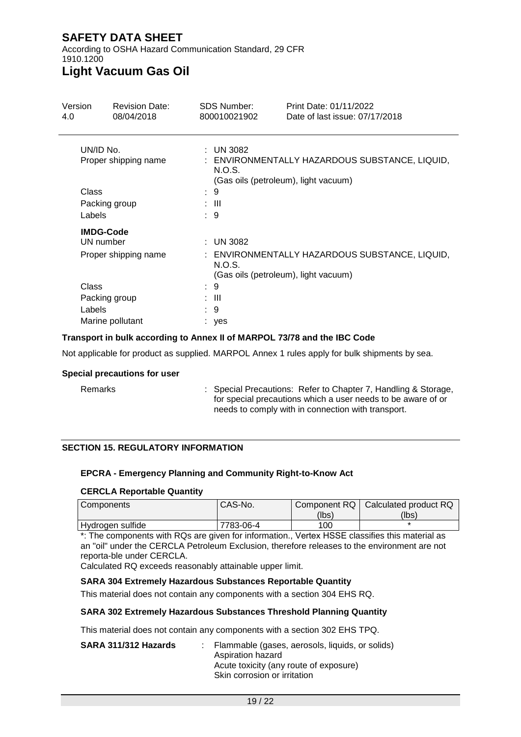| | |
|---|---|
| UN/ID No. | : UN 3082 |
| Proper shipping name | : ENVIRONMENTALLY HAZARDOUS SUBSTANCE, LIQUID, N.O.S. (Gas oils (petroleum), light vacuum) |
| Class | : 9 |
| Packing group | : III |
| Labels | : 9 |

**IMDG-Code**

| | |
|---|---|
| UN number | : UN 3082 |
| Proper shipping name | : ENVIRONMENTALLY HAZARDOUS SUBSTANCE, LIQUID, N.O.S. (Gas oils (petroleum), light vacuum) |
| Class | : 9 |
| Packing group | : III |
| Labels | : 9 |
| Marine pollutant | : yes |

**Transport in bulk according to Annex II of MARPOL 73/78 and the IBC Code**

Not applicable for product as supplied. MARPOL Annex 1 rules apply for bulk shipments by sea.

**Special precautions for user**

Remarks : Special Precautions: Refer to Chapter 7, Handling & Storage, for special precautions which a user needs to be aware of or needs to comply with in connection with transport.

## SECTION 15. REGULATORY INFORMATION

### EPCRA - Emergency Planning and Community Right-to-Know Act

**CERCLA Reportable Quantity**

| Components | CAS-No. | Component RQ (lbs) | Calculated product RQ (lbs) |
|---|---|---|---|
| Hydrogen sulfide | 7783-06-4 | 100 | * |

*: The components with RQs are given for information., Vertex HSSE classifies this material as an "oil" under the CERCLA Petroleum Exclusion, therefore releases to the environment are not reporta-ble under CERCLA.
Calculated RQ exceeds reasonably attainable upper limit.

**SARA 304 Extremely Hazardous Substances Reportable Quantity**

This material does not contain any components with a section 304 EHS RQ.

**SARA 302 Extremely Hazardous Substances Threshold Planning Quantity**

This material does not contain any components with a section 302 EHS TPQ.

**SARA 311/312 Hazards** : Flammable (gases, aerosols, liquids, or solids)
Aspiration hazard
Acute toxicity (any route of exposure)
Skin corrosion or irritation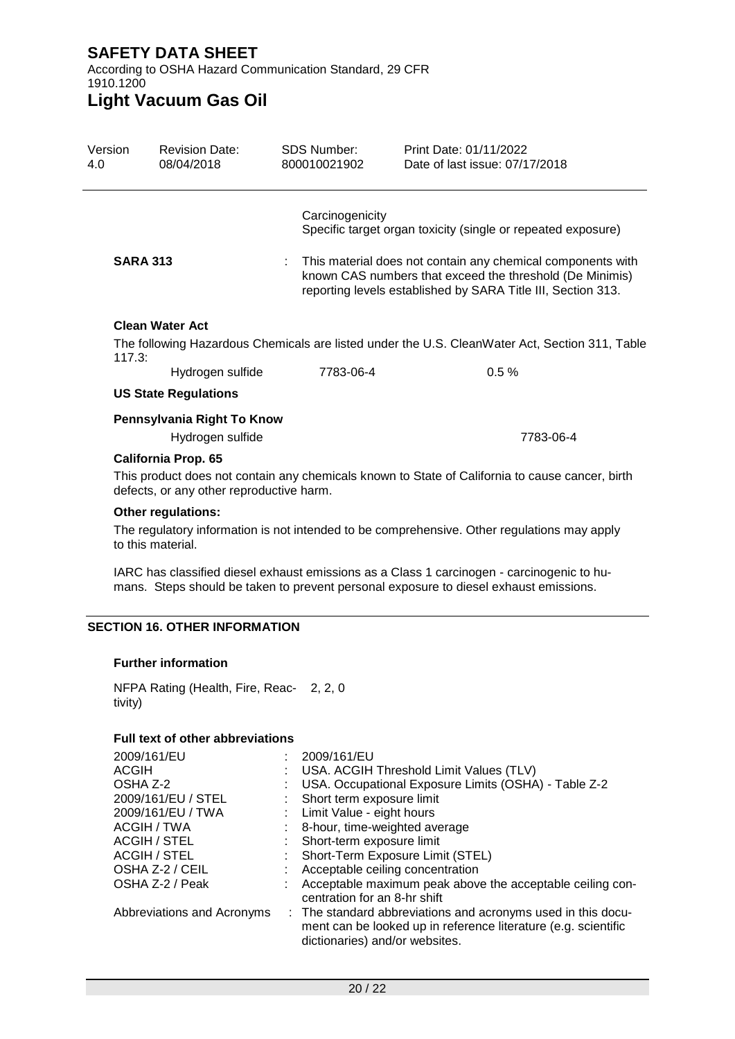Carcinogenicity
Specific target organ toxicity (single or repeated exposure)

**SARA 313** : This material does not contain any chemical components with known CAS numbers that exceed the threshold (De Minimis) reporting levels established by SARA Title III, Section 313.

**Clean Water Act**

The following Hazardous Chemicals are listed under the U.S. CleanWater Act, Section 311, Table 117.3:

| | | |
|---|---|---|
| Hydrogen sulfide | 7783-06-4 | 0.5 % |

**US State Regulations**

**Pennsylvania Right To Know**

| | |
|---|---|
| Hydrogen sulfide | 7783-06-4 |

**California Prop. 65**

This product does not contain any chemicals known to State of California to cause cancer, birth defects, or any other reproductive harm.

**Other regulations:**

The regulatory information is not intended to be comprehensive. Other regulations may apply to this material.

IARC has classified diesel exhaust emissions as a Class 1 carcinogen - carcinogenic to humans. Steps should be taken to prevent personal exposure to diesel exhaust emissions.

## SECTION 16. OTHER INFORMATION

**Further information**

NFPA Rating (Health, Fire, Reactivity) 2, 2, 0

**Full text of other abbreviations**

| | |
|---|---|
| 2009/161/EU | : 2009/161/EU |
| ACGIH | : USA. ACGIH Threshold Limit Values (TLV) |
| OSHA Z-2 | : USA. Occupational Exposure Limits (OSHA) - Table Z-2 |
| 2009/161/EU / STEL | : Short term exposure limit |
| 2009/161/EU / TWA | : Limit Value - eight hours |
| ACGIH / TWA | : 8-hour, time-weighted average |
| ACGIH / STEL | : Short-term exposure limit |
| ACGIH / STEL | : Short-Term Exposure Limit (STEL) |
| OSHA Z-2 / CEIL | : Acceptable ceiling concentration |
| OSHA Z-2 / Peak | : Acceptable maximum peak above the acceptable ceiling concentration for an 8-hr shift |
| Abbreviations and Acronyms | : The standard abbreviations and acronyms used in this document can be looked up in reference literature (e.g. scientific dictionaries) and/or websites. |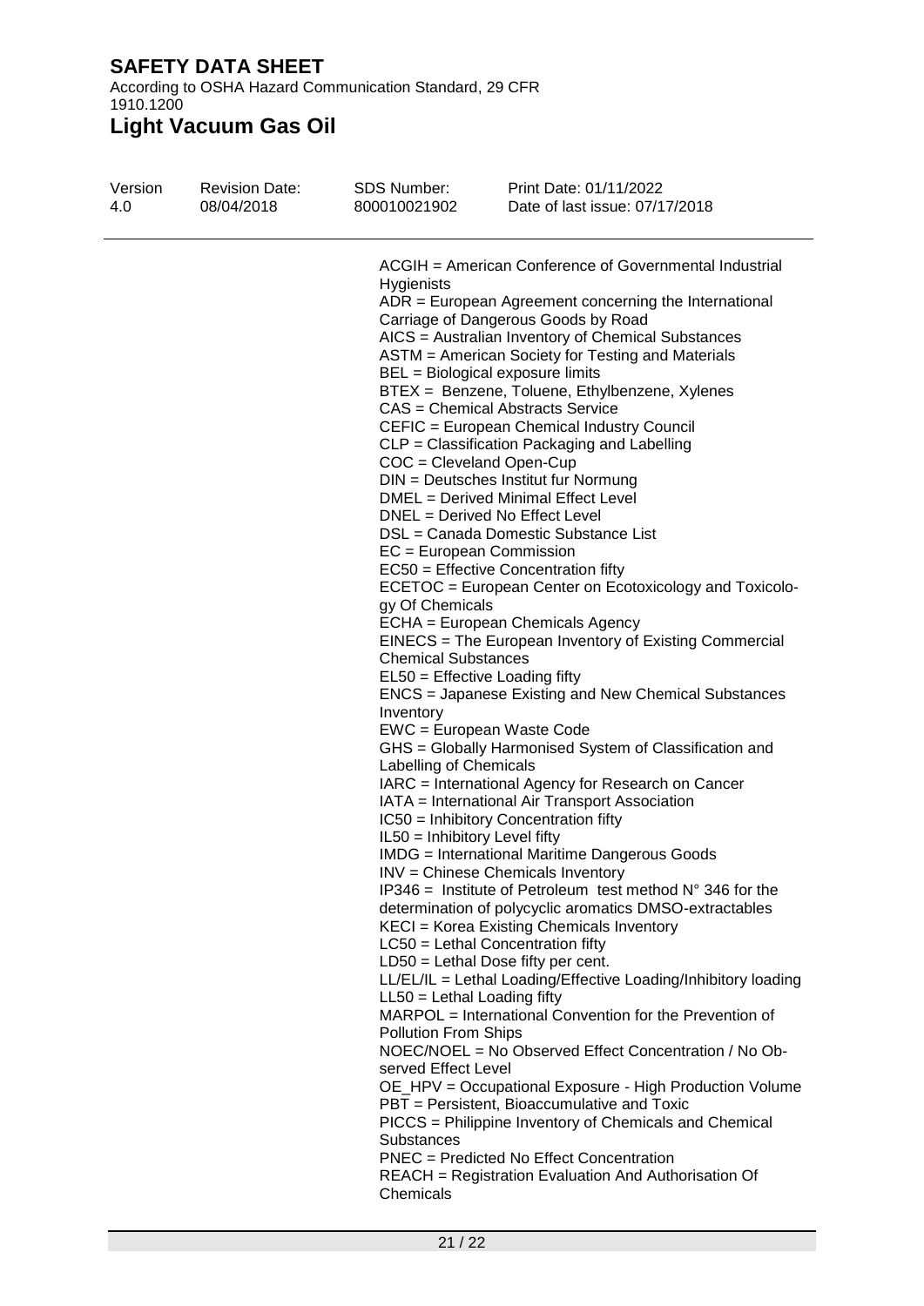ACGIH = American Conference of Governmental Industrial Hygienists
ADR = European Agreement concerning the International Carriage of Dangerous Goods by Road
AICS = Australian Inventory of Chemical Substances
ASTM = American Society for Testing and Materials
BEL = Biological exposure limits
BTEX = Benzene, Toluene, Ethylbenzene, Xylenes
CAS = Chemical Abstracts Service
CEFIC = European Chemical Industry Council
CLP = Classification Packaging and Labelling
COC = Cleveland Open-Cup
DIN = Deutsches Institut fur Normung
DMEL = Derived Minimal Effect Level
DNEL = Derived No Effect Level
DSL = Canada Domestic Substance List
EC = European Commission
EC50 = Effective Concentration fifty
ECETOC = European Center on Ecotoxicology and Toxicology Of Chemicals
ECHA = European Chemicals Agency
EINECS = The European Inventory of Existing Commercial Chemical Substances
EL50 = Effective Loading fifty
ENCS = Japanese Existing and New Chemical Substances Inventory
EWC = European Waste Code
GHS = Globally Harmonised System of Classification and Labelling of Chemicals
IARC = International Agency for Research on Cancer
IATA = International Air Transport Association
IC50 = Inhibitory Concentration fifty
IL50 = Inhibitory Level fifty
IMDG = International Maritime Dangerous Goods
INV = Chinese Chemicals Inventory
IP346 = Institute of Petroleum test method N° 346 for the determination of polycyclic aromatics DMSO-extractables
KECI = Korea Existing Chemicals Inventory
LC50 = Lethal Concentration fifty
LD50 = Lethal Dose fifty per cent.
LL/EL/IL = Lethal Loading/Effective Loading/Inhibitory loading
LL50 = Lethal Loading fifty
MARPOL = International Convention for the Prevention of Pollution From Ships
NOEC/NOEL = No Observed Effect Concentration / No Observed Effect Level
OE_HPV = Occupational Exposure - High Production Volume
PBT = Persistent, Bioaccumulative and Toxic
PICCS = Philippine Inventory of Chemicals and Chemical Substances
PNEC = Predicted No Effect Concentration
REACH = Registration Evaluation And Authorisation Of Chemicals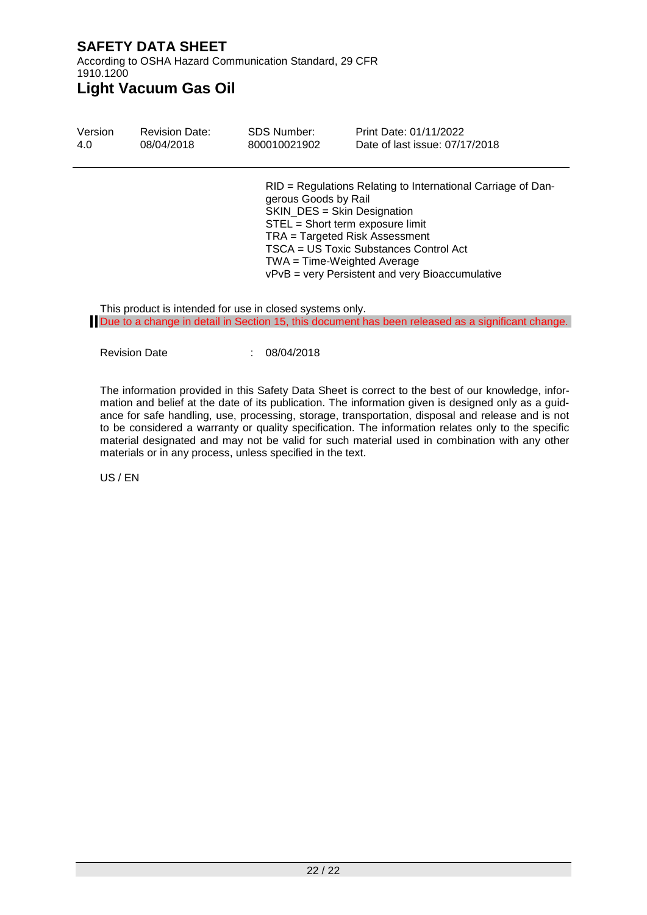RID = Regulations Relating to International Carriage of Dangerous Goods by Rail
SKIN_DES = Skin Designation
STEL = Short term exposure limit
TRA = Targeted Risk Assessment
TSCA = US Toxic Substances Control Act
TWA = Time-Weighted Average
vPvB = very Persistent and very Bioaccumulative

This product is intended for use in closed systems only.
Due to a change in detail in Section 15, this document has been released as a significant change.

Revision Date : 08/04/2018

The information provided in this Safety Data Sheet is correct to the best of our knowledge, information and belief at the date of its publication. The information given is designed only as a guidance for safe handling, use, processing, storage, transportation, disposal and release and is not to be considered a warranty or quality specification. The information relates only to the specific material designated and may not be valid for such material used in combination with any other materials or in any process, unless specified in the text.

US / EN